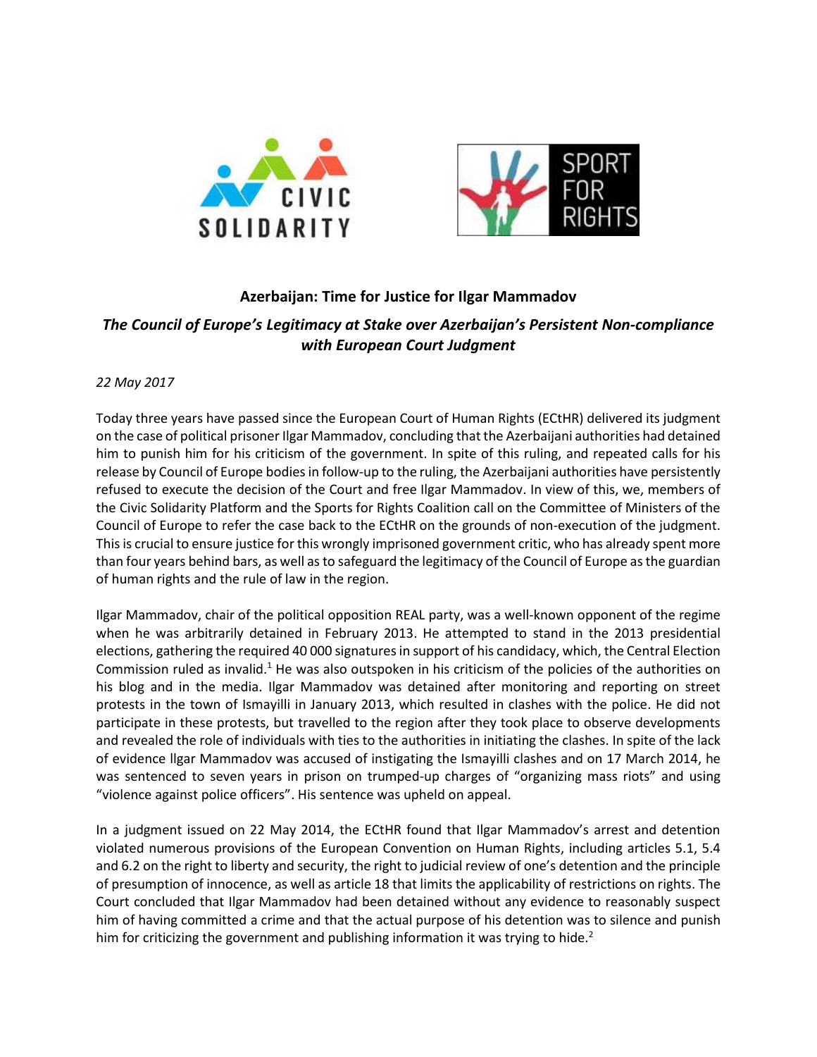# Azerbaijan: Time for Justice for Ilgar Mammadov

## *The Council of Europe's Legitimacy at Stake over Azerbaijan's Persistent Non-compliance with European Court Judgment*

*22 May 2017*

Today three years have passed since the European Court of Human Rights (ECtHR) delivered its judgment on the case of political prisoner Ilgar Mammadov, concluding that the Azerbaijani authorities had detained him to punish him for his criticism of the government. In spite of this ruling, and repeated calls for his release by Council of Europe bodies in follow-up to the ruling, the Azerbaijani authorities have persistently refused to execute the decision of the Court and free Ilgar Mammadov. In view of this, we, members of the Civic Solidarity Platform and the Sports for Rights Coalition call on the Committee of Ministers of the Council of Europe to refer the case back to the ECtHR on the grounds of non-execution of the judgment. This is crucial to ensure justice for this wrongly imprisoned government critic, who has already spent more than four years behind bars, as well as to safeguard the legitimacy of the Council of Europe as the guardian of human rights and the rule of law in the region.

Ilgar Mammadov, chair of the political opposition REAL party, was a well-known opponent of the regime when he was arbitrarily detained in February 2013. He attempted to stand in the 2013 presidential elections, gathering the required 40 000 signatures in support of his candidacy, which, the Central Election Commission ruled as invalid.[1] He was also outspoken in his criticism of the policies of the authorities on his blog and in the media. Ilgar Mammadov was detained after monitoring and reporting on street protests in the town of Ismayilli in January 2013, which resulted in clashes with the police. He did not participate in these protests, but travelled to the region after they took place to observe developments and revealed the role of individuals with ties to the authorities in initiating the clashes. In spite of the lack of evidence Ilgar Mammadov was accused of instigating the Ismayilli clashes and on 17 March 2014, he was sentenced to seven years in prison on trumped-up charges of "organizing mass riots" and using "violence against police officers". His sentence was upheld on appeal.

In a judgment issued on 22 May 2014, the ECtHR found that Ilgar Mammadov's arrest and detention violated numerous provisions of the European Convention on Human Rights, including articles 5.1, 5.4 and 6.2 on the right to liberty and security, the right to judicial review of one's detention and the principle of presumption of innocence, as well as article 18 that limits the applicability of restrictions on rights. The Court concluded that Ilgar Mammadov had been detained without any evidence to reasonably suspect him of having committed a crime and that the actual purpose of his detention was to silence and punish him for criticizing the government and publishing information it was trying to hide.[2]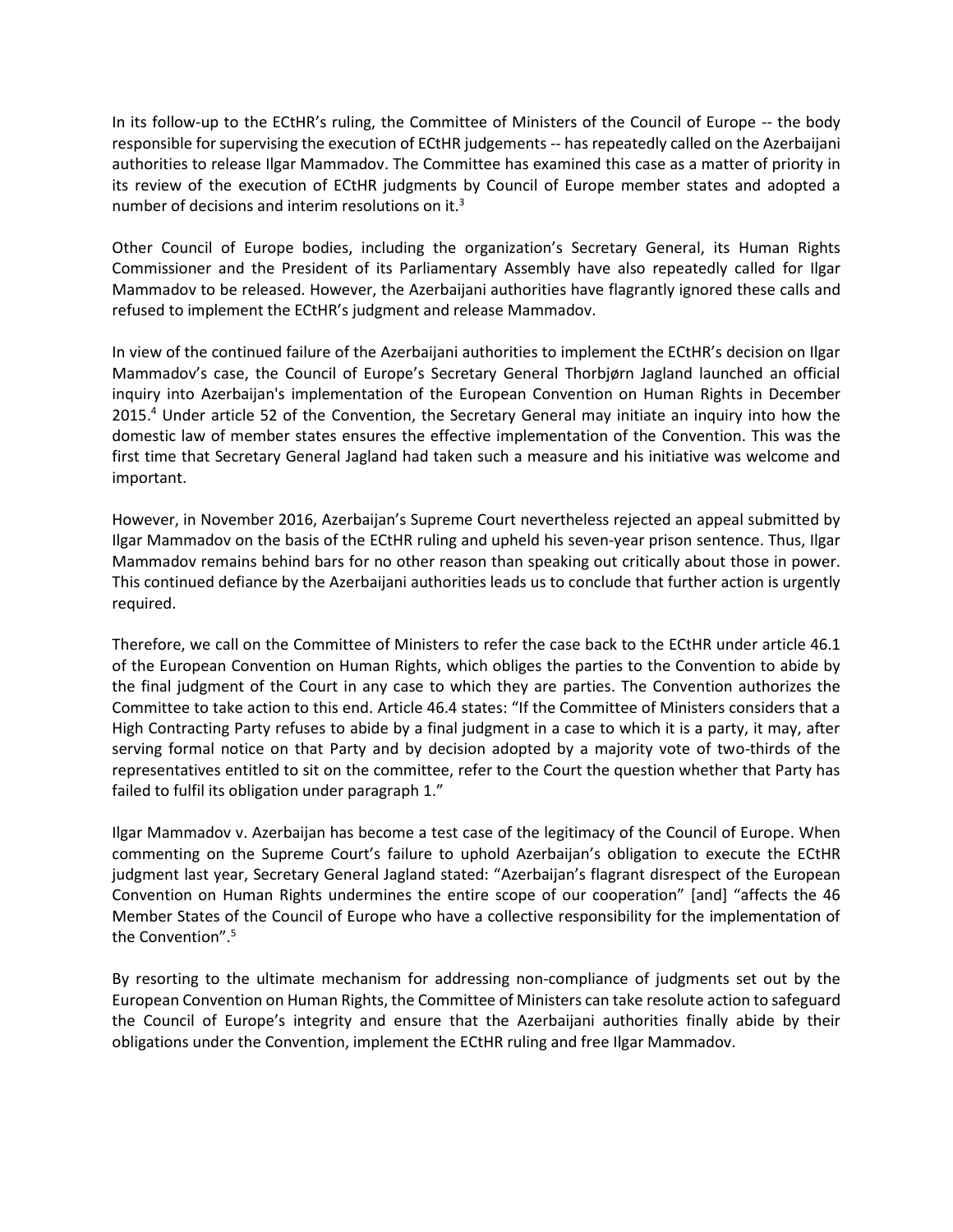In its follow-up to the ECtHR's ruling, the Committee of Ministers of the Council of Europe -- the body responsible for supervising the execution of ECtHR judgements -- has repeatedly called on the Azerbaijani authorities to release Ilgar Mammadov. The Committee has examined this case as a matter of priority in its review of the execution of ECtHR judgments by Council of Europe member states and adopted a number of decisions and interim resolutions on it.[3]

Other Council of Europe bodies, including the organization's Secretary General, its Human Rights Commissioner and the President of its Parliamentary Assembly have also repeatedly called for Ilgar Mammadov to be released. However, the Azerbaijani authorities have flagrantly ignored these calls and refused to implement the ECtHR's judgment and release Mammadov.

In view of the continued failure of the Azerbaijani authorities to implement the ECtHR's decision on Ilgar Mammadov's case, the Council of Europe's Secretary General Thorbjørn Jagland launched an official inquiry into Azerbaijan's implementation of the European Convention on Human Rights in December 2015.[4] Under article 52 of the Convention, the Secretary General may initiate an inquiry into how the domestic law of member states ensures the effective implementation of the Convention. This was the first time that Secretary General Jagland had taken such a measure and his initiative was welcome and important.

However, in November 2016, Azerbaijan's Supreme Court nevertheless rejected an appeal submitted by Ilgar Mammadov on the basis of the ECtHR ruling and upheld his seven-year prison sentence. Thus, Ilgar Mammadov remains behind bars for no other reason than speaking out critically about those in power. This continued defiance by the Azerbaijani authorities leads us to conclude that further action is urgently required.

Therefore, we call on the Committee of Ministers to refer the case back to the ECtHR under article 46.1 of the European Convention on Human Rights, which obliges the parties to the Convention to abide by the final judgment of the Court in any case to which they are parties. The Convention authorizes the Committee to take action to this end. Article 46.4 states: "If the Committee of Ministers considers that a High Contracting Party refuses to abide by a final judgment in a case to which it is a party, it may, after serving formal notice on that Party and by decision adopted by a majority vote of two-thirds of the representatives entitled to sit on the committee, refer to the Court the question whether that Party has failed to fulfil its obligation under paragraph 1."

Ilgar Mammadov v. Azerbaijan has become a test case of the legitimacy of the Council of Europe. When commenting on the Supreme Court's failure to uphold Azerbaijan's obligation to execute the ECtHR judgment last year, Secretary General Jagland stated: "Azerbaijan's flagrant disrespect of the European Convention on Human Rights undermines the entire scope of our cooperation" [and] "affects the 46 Member States of the Council of Europe who have a collective responsibility for the implementation of the Convention".[5]

By resorting to the ultimate mechanism for addressing non-compliance of judgments set out by the European Convention on Human Rights, the Committee of Ministers can take resolute action to safeguard the Council of Europe's integrity and ensure that the Azerbaijani authorities finally abide by their obligations under the Convention, implement the ECtHR ruling and free Ilgar Mammadov.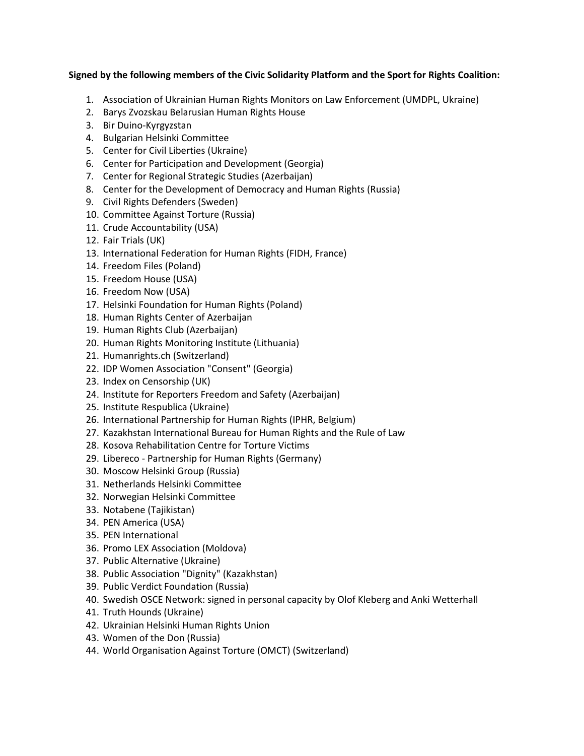**Signed by the following members of the Civic Solidarity Platform and the Sport for Rights Coalition:**

1. Association of Ukrainian Human Rights Monitors on Law Enforcement (UMDPL, Ukraine)
2. Barys Zvozskau Belarusian Human Rights House
3. Bir Duino-Kyrgyzstan
4. Bulgarian Helsinki Committee
5. Center for Civil Liberties (Ukraine)
6. Center for Participation and Development (Georgia)
7. Center for Regional Strategic Studies (Azerbaijan)
8. Center for the Development of Democracy and Human Rights (Russia)
9. Civil Rights Defenders (Sweden)
10. Committee Against Torture (Russia)
11. Crude Accountability (USA)
12. Fair Trials (UK)
13. International Federation for Human Rights (FIDH, France)
14. Freedom Files (Poland)
15. Freedom House (USA)
16. Freedom Now (USA)
17. Helsinki Foundation for Human Rights (Poland)
18. Human Rights Center of Azerbaijan
19. Human Rights Club (Azerbaijan)
20. Human Rights Monitoring Institute (Lithuania)
21. Humanrights.ch (Switzerland)
22. IDP Women Association "Consent" (Georgia)
23. Index on Censorship (UK)
24. Institute for Reporters Freedom and Safety (Azerbaijan)
25. Institute Respublica (Ukraine)
26. International Partnership for Human Rights (IPHR, Belgium)
27. Kazakhstan International Bureau for Human Rights and the Rule of Law
28. Kosova Rehabilitation Centre for Torture Victims
29. Libereco - Partnership for Human Rights (Germany)
30. Moscow Helsinki Group (Russia)
31. Netherlands Helsinki Committee
32. Norwegian Helsinki Committee
33. Notabene (Tajikistan)
34. PEN America (USA)
35. PEN International
36. Promo LEX Association (Moldova)
37. Public Alternative (Ukraine)
38. Public Association "Dignity" (Kazakhstan)
39. Public Verdict Foundation (Russia)
40. Swedish OSCE Network: signed in personal capacity by Olof Kleberg and Anki Wetterhall
41. Truth Hounds (Ukraine)
42. Ukrainian Helsinki Human Rights Union
43. Women of the Don (Russia)
44. World Organisation Against Torture (OMCT) (Switzerland)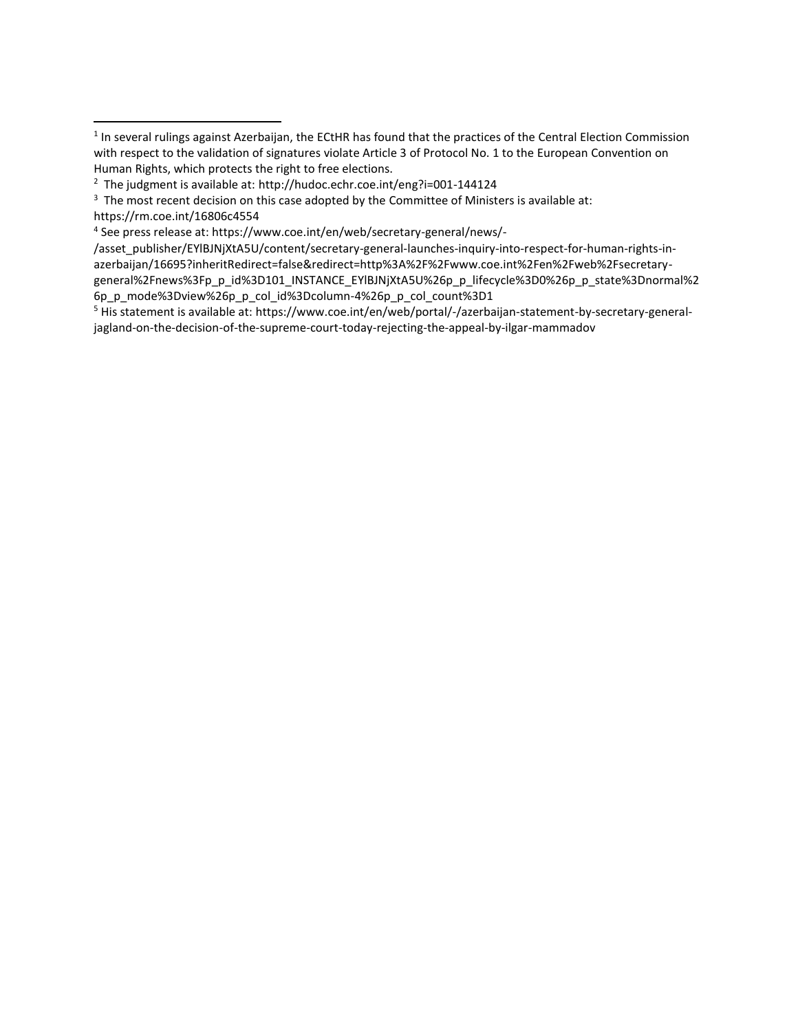[1] In several rulings against Azerbaijan, the ECtHR has found that the practices of the Central Election Commission with respect to the validation of signatures violate Article 3 of Protocol No. 1 to the European Convention on Human Rights, which protects the right to free elections.

[2] The judgment is available at: http://hudoc.echr.coe.int/eng?i=001-144124

[3] The most recent decision on this case adopted by the Committee of Ministers is available at: https://rm.coe.int/16806c4554

[4] See press release at: https://www.coe.int/en/web/secretary-general/news/-/asset_publisher/EYlBJNjXtA5U/content/secretary-general-launches-inquiry-into-respect-for-human-rights-in-azerbaijan/16695?inheritRedirect=false&redirect=http%3A%2F%2Fwww.coe.int%2Fen%2Fweb%2Fsecretary-general%2Fnews%3Fp_p_id%3D101_INSTANCE_EYlBJNjXtA5U%26p_p_lifecycle%3D0%26p_p_state%3Dnormal%26p_p_mode%3Dview%26p_p_col_id%3Dcolumn-4%26p_p_col_count%3D1

[5] His statement is available at: https://www.coe.int/en/web/portal/-/azerbaijan-statement-by-secretary-general-jagland-on-the-decision-of-the-supreme-court-today-rejecting-the-appeal-by-ilgar-mammadov